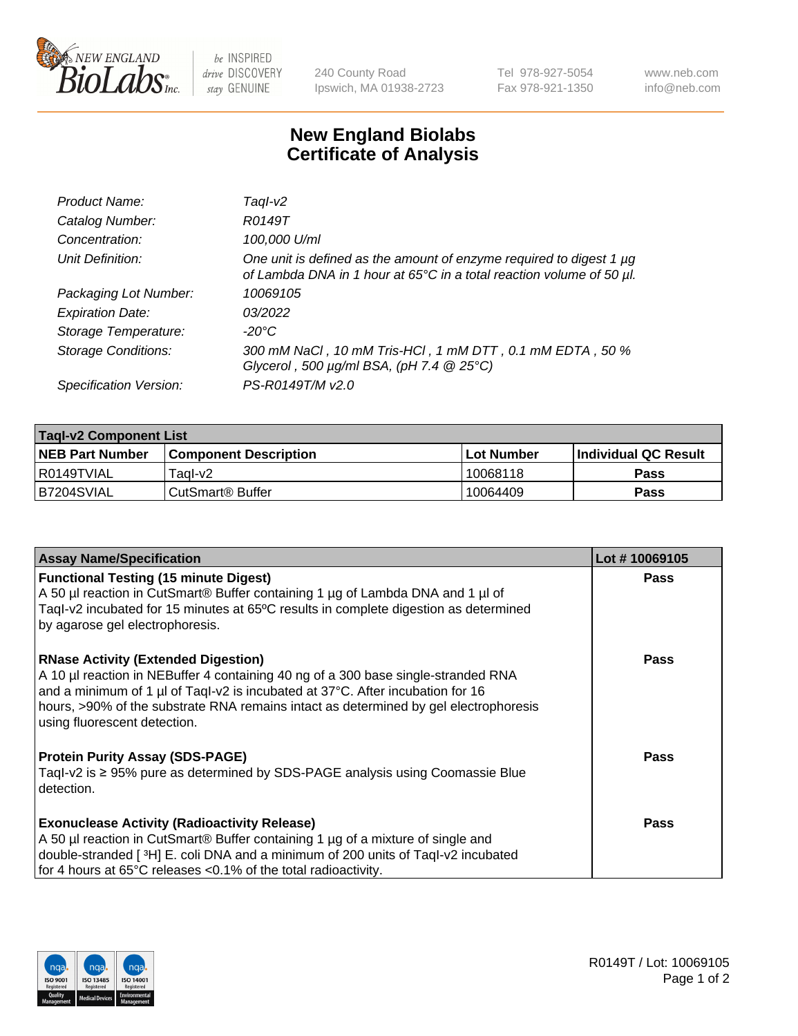# New England Biolabs
# Certificate of Analysis

| | |
|---|---|
| *Product Name:* | *TaqI-v2* |
| *Catalog Number:* | *R0149T* |
| *Concentration:* | *100,000 U/ml* |
| *Unit Definition:* | *One unit is defined as the amount of enzyme required to digest 1 µg of Lambda DNA in 1 hour at 65°C in a total reaction volume of 50 µl.* |
| *Packaging Lot Number:* | *10069105* |
| *Expiration Date:* | *03/2022* |
| *Storage Temperature:* | *-20°C* |
| *Storage Conditions:* | *300 mM NaCl , 10 mM Tris-HCl , 1 mM DTT , 0.1 mM EDTA , 50 % Glycerol , 500 µg/ml BSA, (pH 7.4 @ 25°C)* |
| *Specification Version:* | *PS-R0149T/M v2.0* |

| TaqI-v2 Component List | | | |
|---|---|---|---|
| **NEB Part Number** | **Component Description** | **Lot Number** | **Individual QC Result** |
| R0149TVIAL | TaqI-v2 | 10068118 | **Pass** |
| B7204SVIAL | CutSmart® Buffer | 10064409 | **Pass** |

| Assay Name/Specification | Lot # 10069105 |
|---|---|
| **Functional Testing (15 minute Digest)**<br>A 50 µl reaction in CutSmart® Buffer containing 1 µg of Lambda DNA and 1 µl of TaqI-v2 incubated for 15 minutes at 65ºC results in complete digestion as determined by agarose gel electrophoresis. | **Pass** |
| **RNase Activity (Extended Digestion)**<br>A 10 µl reaction in NEBuffer 4 containing 40 ng of a 300 base single-stranded RNA and a minimum of 1 µl of TaqI-v2 is incubated at 37°C. After incubation for 16 hours, >90% of the substrate RNA remains intact as determined by gel electrophoresis using fluorescent detection. | **Pass** |
| **Protein Purity Assay (SDS-PAGE)**<br>TaqI-v2 is ≥ 95% pure as determined by SDS-PAGE analysis using Coomassie Blue detection. | **Pass** |
| **Exonuclease Activity (Radioactivity Release)**<br>A 50 µl reaction in CutSmart® Buffer containing 1 µg of a mixture of single and double-stranded [ $^3$H] E. coli DNA and a minimum of 200 units of TaqI-v2 incubated for 4 hours at 65°C releases <0.1% of the total radioactivity. | **Pass** |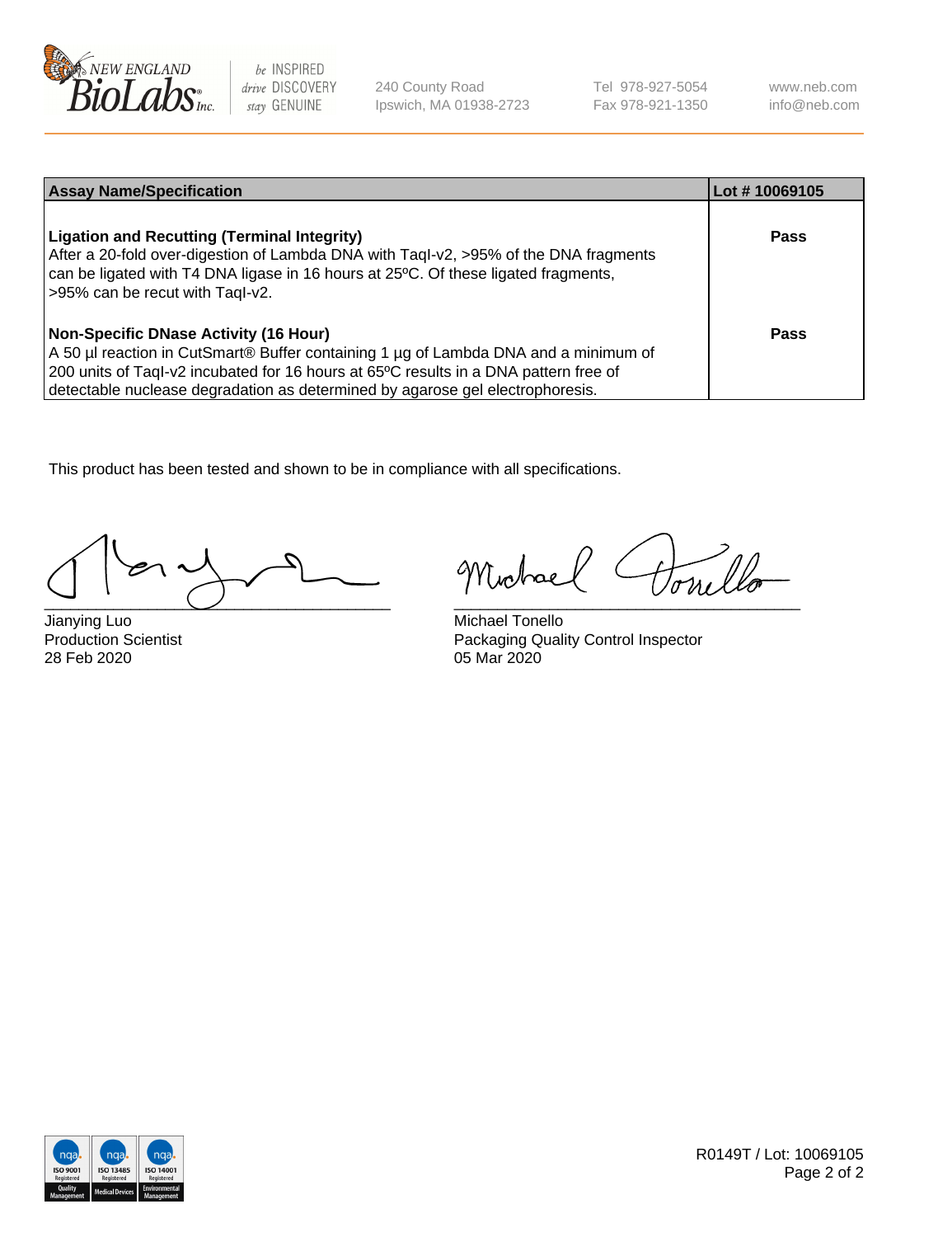240 County Road
Ipswich, MA 01938-2723

Tel 978-927-5054
Fax 978-921-1350

www.neb.com
info@neb.com

| Assay Name/Specification | Lot # 10069105 |
| --- | --- |
| **Ligation and Recutting (Terminal Integrity)**<br>After a 20-fold over-digestion of Lambda DNA with TaqI-v2, >95% of the DNA fragments can be ligated with T4 DNA ligase in 16 hours at 25ºC. Of these ligated fragments, >95% can be recut with TaqI-v2. | **Pass** |
| **Non-Specific DNase Activity (16 Hour)**<br>A 50 µl reaction in CutSmart® Buffer containing 1 µg of Lambda DNA and a minimum of 200 units of TaqI-v2 incubated for 16 hours at 65ºC results in a DNA pattern free of detectable nuclease degradation as determined by agarose gel electrophoresis. | **Pass** |

This product has been tested and shown to be in compliance with all specifications.

Jianying Luo
Production Scientist
28 Feb 2020

Michael Tonello
Packaging Quality Control Inspector
05 Mar 2020

R0149T / Lot: 10069105